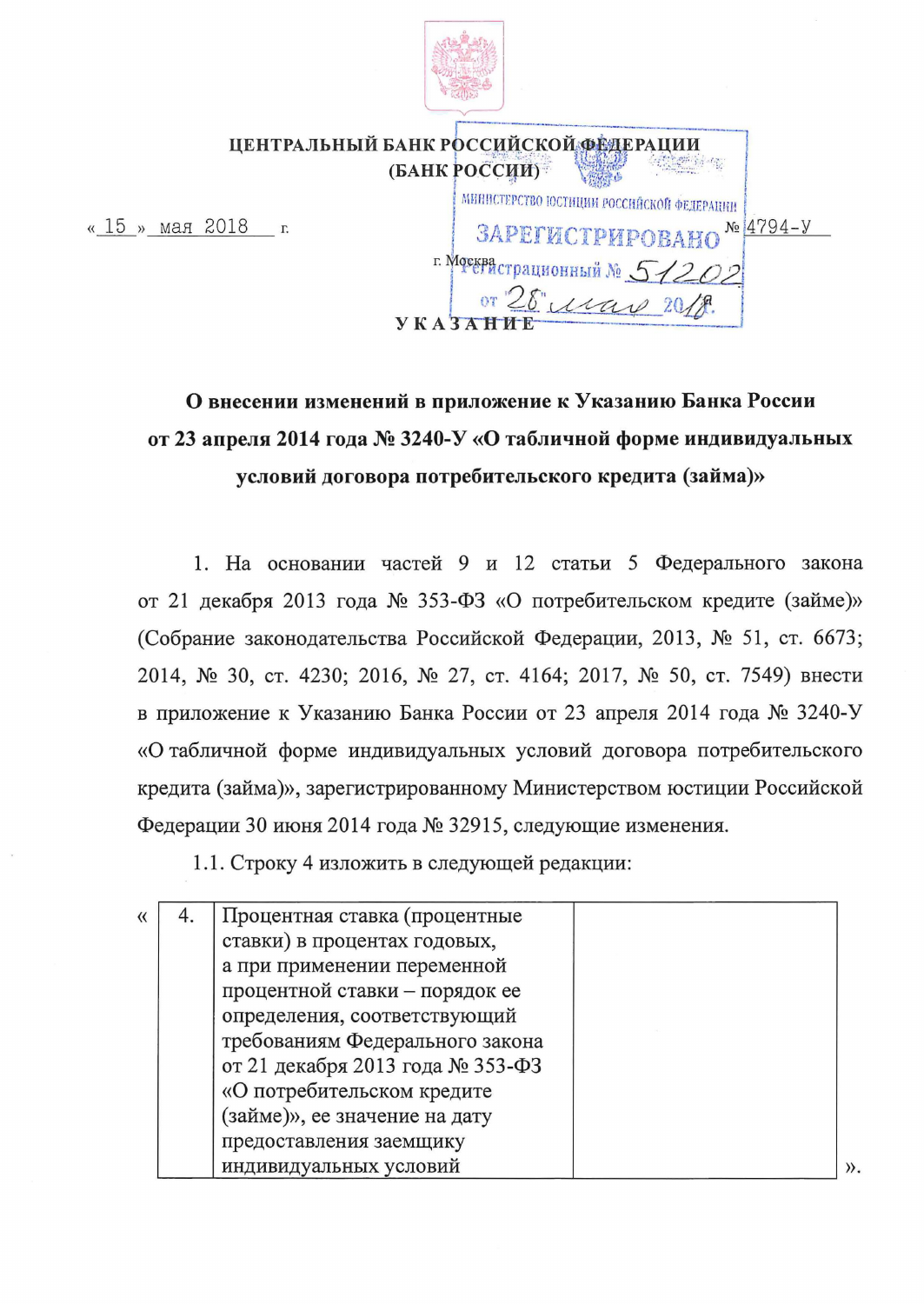**ЦЕНТРАЛЬНЫЙ БАНК РОССИЙСКОЙ ФЕДЕРАЦИИ**
**(БАНК РОССИИ)**

МИНИСТЕРСТВО ЮСТИЦИИ РОССИЙСКОЙ ФЕДЕРАЦИИ
ЗАРЕГИСТРИРОВАНО
Регистрационный № 51202
от 28 мая 2018

« 15 » мая 2018 г. № 4794-У

г. Москва

**УКАЗАНИЕ**

**О внесении изменений в приложение к Указанию Банка России от 23 апреля 2014 года № 3240-У «О табличной форме индивидуальных условий договора потребительского кредита (займа)»**

1. На основании частей 9 и 12 статьи 5 Федерального закона от 21 декабря 2013 года № 353-ФЗ «О потребительском кредите (займе)» (Собрание законодательства Российской Федерации, 2013, № 51, ст. 6673; 2014, № 30, ст. 4230; 2016, № 27, ст. 4164; 2017, № 50, ст. 7549) внести в приложение к Указанию Банка России от 23 апреля 2014 года № 3240-У «О табличной форме индивидуальных условий договора потребительского кредита (займа)», зарегистрированному Министерством юстиции Российской Федерации 30 июня 2014 года № 32915, следующие изменения.

1.1. Строку 4 изложить в следующей редакции:

«

| 4. | Процентная ставка (процентные ставки) в процентах годовых, а при применении переменной процентной ставки – порядок ее определения, соответствующий требованиям Федерального закона от 21 декабря 2013 года № 353-ФЗ «О потребительском кредите (займе)», ее значение на дату предоставления заемщику индивидуальных условий | |
|---|---|---|

».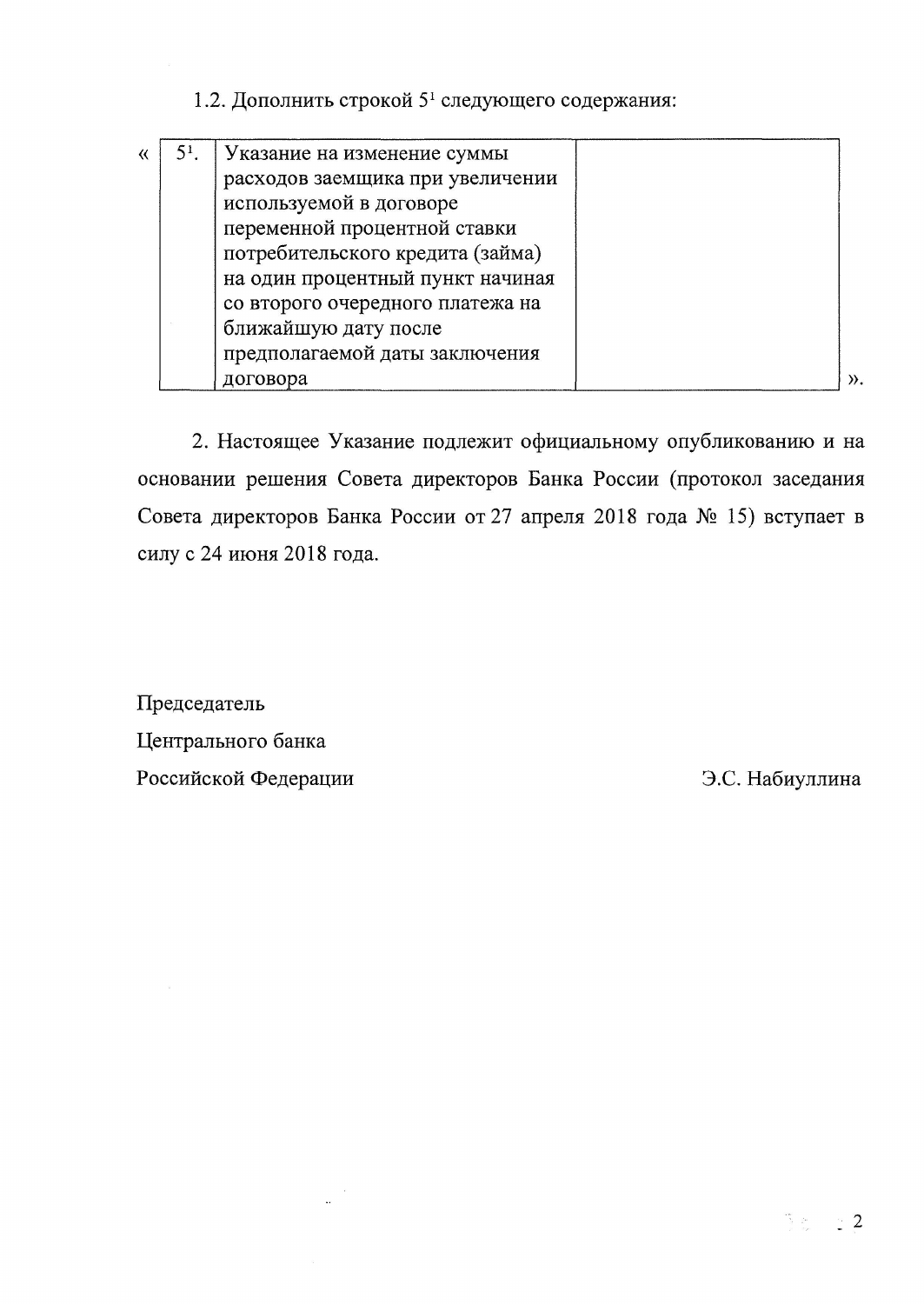1.2. Дополнить строкой $5^1$ следующего содержания:

| | | |
|---|---|---|
| « $5^1$. | Указание на изменение суммы расходов заемщика при увеличении используемой в договоре переменной процентной ставки потребительского кредита (займа) на один процентный пункт начиная со второго очередного платежа на ближайшую дату после предполагаемой даты заключения договора | ». |

2. Настоящее Указание подлежит официальному опубликованию и на основании решения Совета директоров Банка России (протокол заседания Совета директоров Банка России от 27 апреля 2018 года № 15) вступает в силу с 24 июня 2018 года.

Председатель
Центрального банка
Российской Федерации — Э.С. Набиуллина